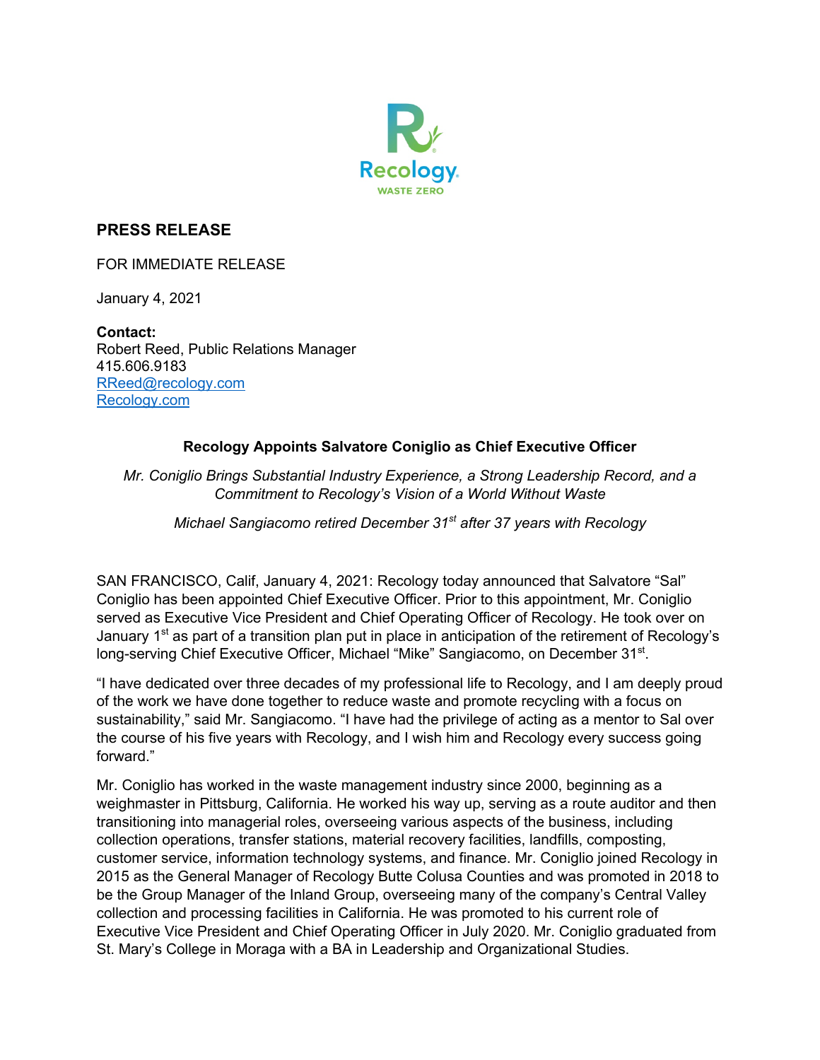Recology
WASTE ZERO

## PRESS RELEASE

FOR IMMEDIATE RELEASE

January 4, 2021

**Contact:**
Robert Reed, Public Relations Manager
415.606.9183
RReed@recology.com
Recology.com

### Recology Appoints Salvatore Coniglio as Chief Executive Officer

*Mr. Coniglio Brings Substantial Industry Experience, a Strong Leadership Record, and a Commitment to Recology's Vision of a World Without Waste*

*Michael Sangiacomo retired December 31st after 37 years with Recology*

SAN FRANCISCO, Calif, January 4, 2021: Recology today announced that Salvatore "Sal" Coniglio has been appointed Chief Executive Officer. Prior to this appointment, Mr. Coniglio served as Executive Vice President and Chief Operating Officer of Recology. He took over on January 1st as part of a transition plan put in place in anticipation of the retirement of Recology's long-serving Chief Executive Officer, Michael "Mike" Sangiacomo, on December 31st.

"I have dedicated over three decades of my professional life to Recology, and I am deeply proud of the work we have done together to reduce waste and promote recycling with a focus on sustainability," said Mr. Sangiacomo. "I have had the privilege of acting as a mentor to Sal over the course of his five years with Recology, and I wish him and Recology every success going forward."

Mr. Coniglio has worked in the waste management industry since 2000, beginning as a weighmaster in Pittsburg, California. He worked his way up, serving as a route auditor and then transitioning into managerial roles, overseeing various aspects of the business, including collection operations, transfer stations, material recovery facilities, landfills, composting, customer service, information technology systems, and finance. Mr. Coniglio joined Recology in 2015 as the General Manager of Recology Butte Colusa Counties and was promoted in 2018 to be the Group Manager of the Inland Group, overseeing many of the company's Central Valley collection and processing facilities in California. He was promoted to his current role of Executive Vice President and Chief Operating Officer in July 2020. Mr. Coniglio graduated from St. Mary's College in Moraga with a BA in Leadership and Organizational Studies.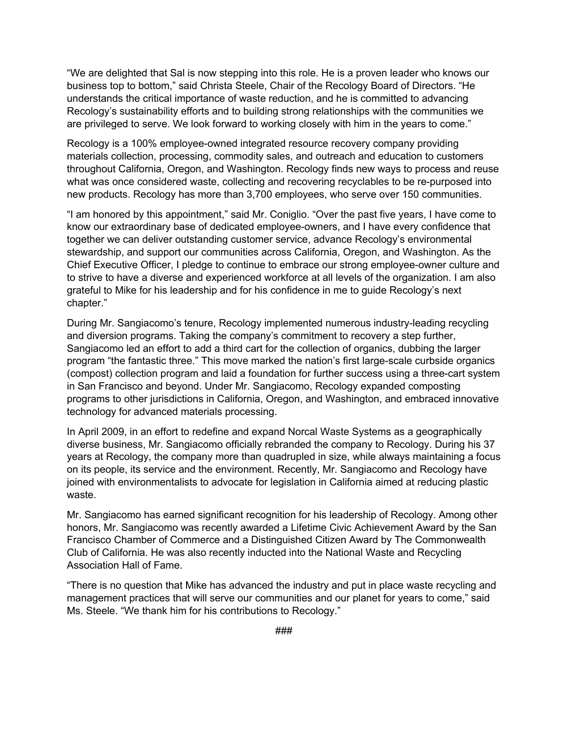"We are delighted that Sal is now stepping into this role. He is a proven leader who knows our business top to bottom," said Christa Steele, Chair of the Recology Board of Directors. "He understands the critical importance of waste reduction, and he is committed to advancing Recology's sustainability efforts and to building strong relationships with the communities we are privileged to serve. We look forward to working closely with him in the years to come."

Recology is a 100% employee-owned integrated resource recovery company providing materials collection, processing, commodity sales, and outreach and education to customers throughout California, Oregon, and Washington. Recology finds new ways to process and reuse what was once considered waste, collecting and recovering recyclables to be re-purposed into new products. Recology has more than 3,700 employees, who serve over 150 communities.

"I am honored by this appointment," said Mr. Coniglio. "Over the past five years, I have come to know our extraordinary base of dedicated employee-owners, and I have every confidence that together we can deliver outstanding customer service, advance Recology's environmental stewardship, and support our communities across California, Oregon, and Washington. As the Chief Executive Officer, I pledge to continue to embrace our strong employee-owner culture and to strive to have a diverse and experienced workforce at all levels of the organization. I am also grateful to Mike for his leadership and for his confidence in me to guide Recology's next chapter."

During Mr. Sangiacomo's tenure, Recology implemented numerous industry-leading recycling and diversion programs. Taking the company's commitment to recovery a step further, Sangiacomo led an effort to add a third cart for the collection of organics, dubbing the larger program "the fantastic three." This move marked the nation's first large-scale curbside organics (compost) collection program and laid a foundation for further success using a three-cart system in San Francisco and beyond. Under Mr. Sangiacomo, Recology expanded composting programs to other jurisdictions in California, Oregon, and Washington, and embraced innovative technology for advanced materials processing.

In April 2009, in an effort to redefine and expand Norcal Waste Systems as a geographically diverse business, Mr. Sangiacomo officially rebranded the company to Recology. During his 37 years at Recology, the company more than quadrupled in size, while always maintaining a focus on its people, its service and the environment. Recently, Mr. Sangiacomo and Recology have joined with environmentalists to advocate for legislation in California aimed at reducing plastic waste.

Mr. Sangiacomo has earned significant recognition for his leadership of Recology. Among other honors, Mr. Sangiacomo was recently awarded a Lifetime Civic Achievement Award by the San Francisco Chamber of Commerce and a Distinguished Citizen Award by The Commonwealth Club of California. He was also recently inducted into the National Waste and Recycling Association Hall of Fame.

"There is no question that Mike has advanced the industry and put in place waste recycling and management practices that will serve our communities and our planet for years to come," said Ms. Steele. "We thank him for his contributions to Recology."

###